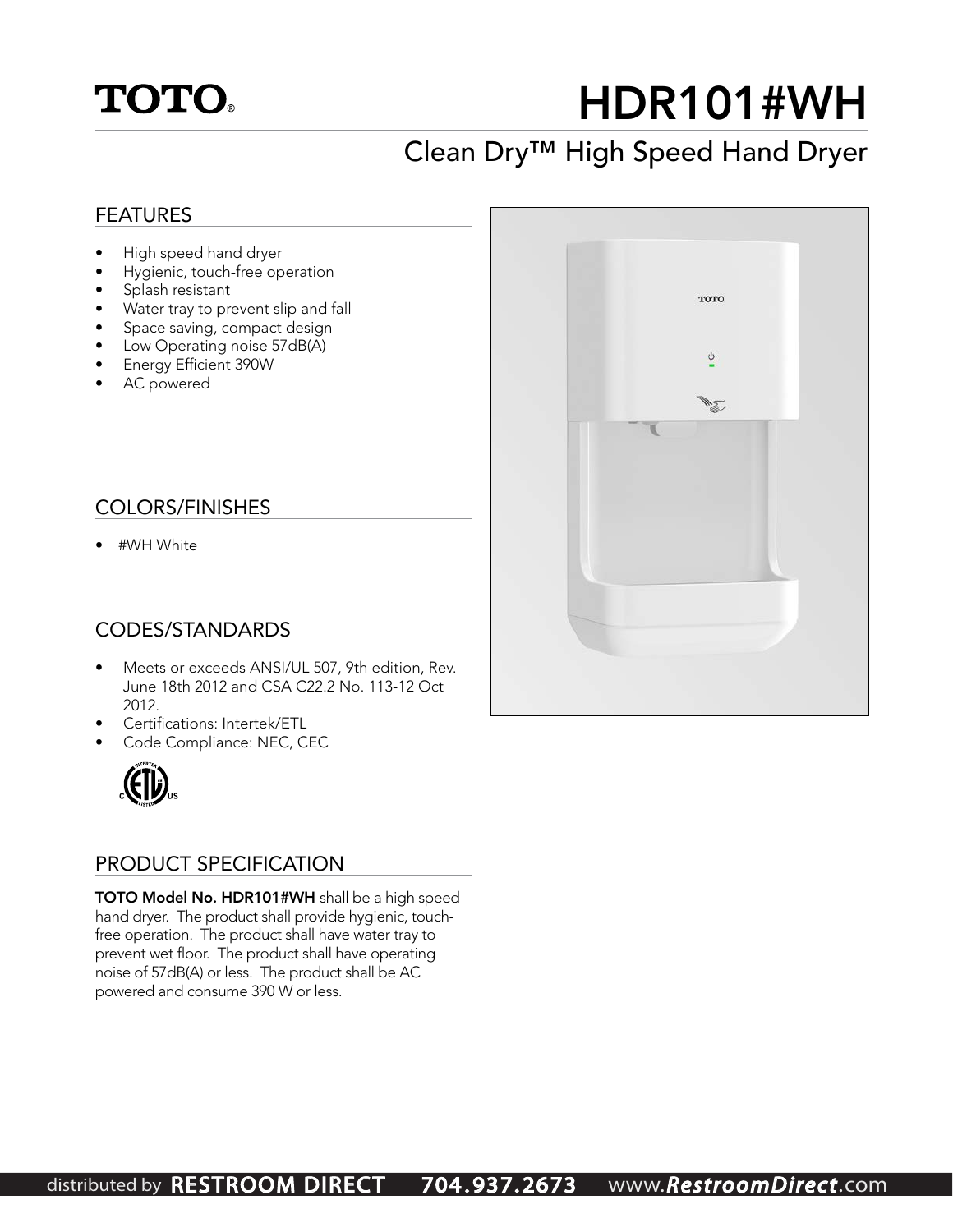# TOTO®

# HDR101#WH

## Clean Dry™ High Speed Hand Dryer

### FEATURES

- High speed hand dryer
- Hygienic, touch-free operation
- Splash resistant
- Water tray to prevent slip and fall
- Space saving, compact design
- Low Operating noise 57dB(A)
- Energy Efficient 390W
- AC powered

### COLORS/FINISHES

- #WH White

### CODES/STANDARDS

- Meets or exceeds ANSI/UL 507, 9th edition, Rev. June 18th 2012 and CSA C22.2 No. 113-12 Oct 2012.
- Certifications: Intertek/ETL
- Code Compliance: NEC, CEC

### PRODUCT SPECIFICATION

**TOTO Model No. HDR101#WH** shall be a high speed hand dryer. The product shall provide hygienic, touch-free operation. The product shall have water tray to prevent wet floor. The product shall have operating noise of 57dB(A) or less. The product shall be AC powered and consume 390 W or less.

distributed by RESTROOM DIRECT 704.937.2673 www.RestroomDirect.com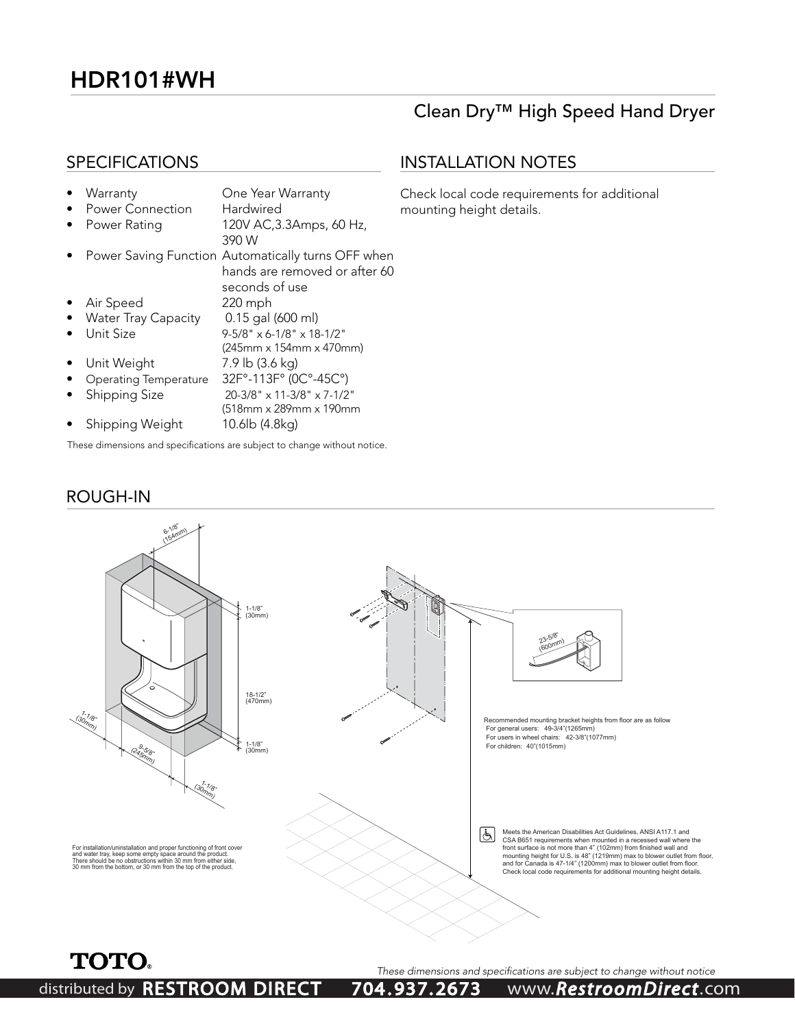# HDR101#WH

## Clean Dry™ High Speed Hand Dryer

## SPECIFICATIONS

| | |
|---|---|
| • Warranty | One Year Warranty |
| • Power Connection | Hardwired |
| • Power Rating | 120V AC,3.3Amps, 60 Hz, 390 W |
| • Power Saving Function | Automatically turns OFF when hands are removed or after 60 seconds of use |
| • Air Speed | 220 mph |
| • Water Tray Capacity | 0.15 gal (600 ml) |
| • Unit Size | 9-5/8" x 6-1/8" x 18-1/2" (245mm x 154mm x 470mm) |
| • Unit Weight | 7.9 lb (3.6 kg) |
| • Operating Temperature | 32F°-113F° (0C°-45C°) |
| • Shipping Size | 20-3/8" x 11-3/8" x 7-1/2" (518mm x 289mm x 190mm |
| • Shipping Weight | 10.6lb (4.8kg) |

These dimensions and specifications are subject to change without notice.

## INSTALLATION NOTES

Check local code requirements for additional mounting height details.

## ROUGH-IN

6-1/8" (154mm)

1-1/8" (30mm)

18-1/2" (470mm)

1-1/8" (30mm)

1-1/8" (30mm)

9-5/8" (245mm)

1-1/8" (30mm)

23-5/8" (600mm)

For installation/uninstallation and proper functioning of front cover and water tray, keep some empty space around the product. There should be no obstructions within 30 mm from either side, 30 mm from the bottom, or 30 mm from the top of the product.

Recommended mounting bracket heights from floor are as follow
For general users: 49-3/4"(1265mm)
For users in wheel chairs: 42-3/8"(1077mm)
For children: 40"(1015mm)

Meets the American Disabilities Act Guidelines, ANSI A117.1 and CSA B651 requirements when mounted in a recessed wall where the front surface is not more than 4" (102mm) from finished wall and mounting height for U.S. is 48" (1219mm) max to blower outlet from floor, and for Canada is 47-1/4" (1200mm) max to blower outlet from floor. Check local code requirements for additional mounting height details.

TOTO®

*These dimensions and specifications are subject to change without notice*

distributed by RESTROOM DIRECT 704.937.2673 www.RestroomDirect.com